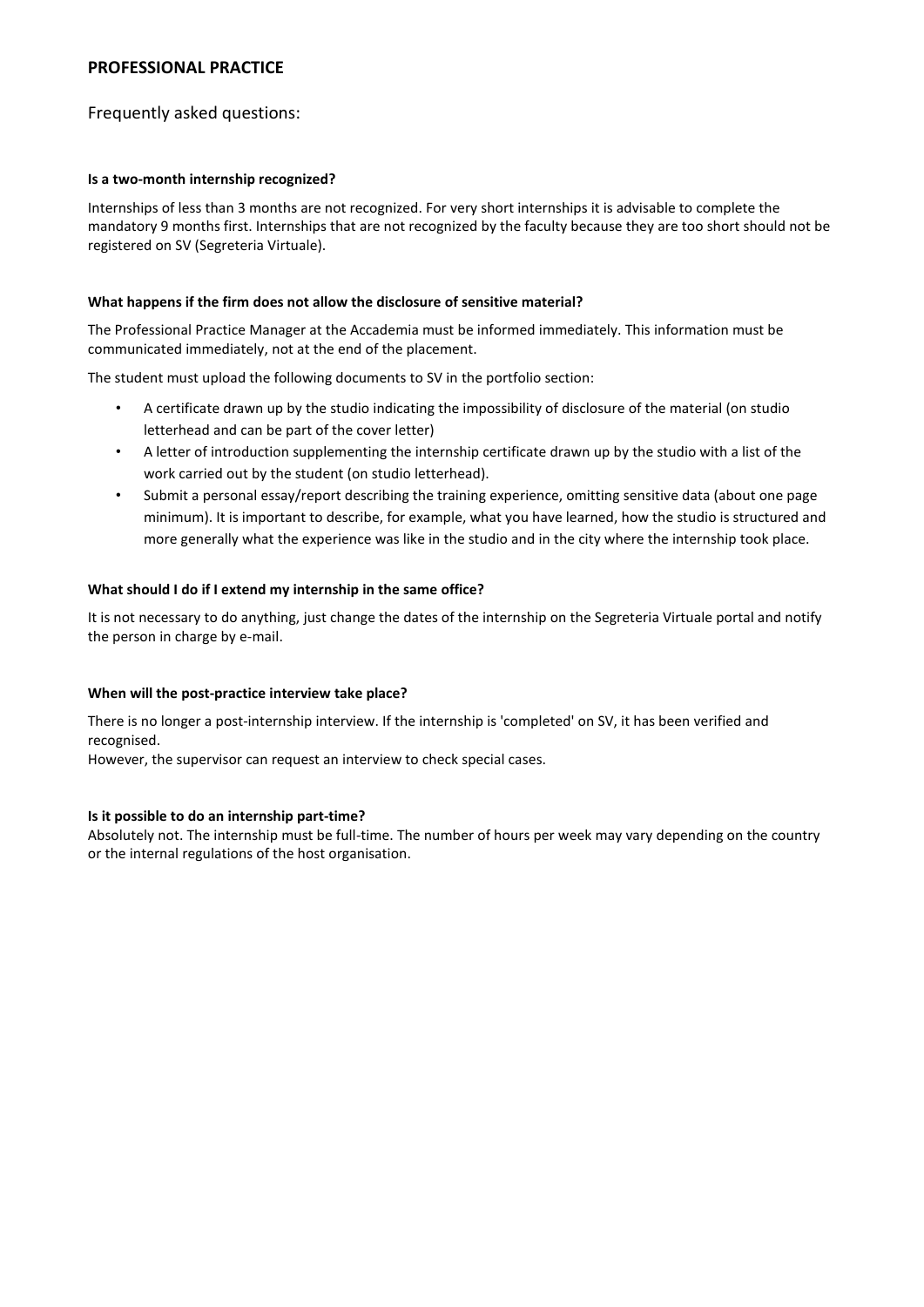## PROFESSIONAL PRACTICE

Frequently asked questions:

**Is a two-month internship recognized?**

Internships of less than 3 months are not recognized. For very short internships it is advisable to complete the mandatory 9 months first. Internships that are not recognized by the faculty because they are too short should not be registered on SV (Segreteria Virtuale).

**What happens if the firm does not allow the disclosure of sensitive material?**

The Professional Practice Manager at the Accademia must be informed immediately. This information must be communicated immediately, not at the end of the placement.

The student must upload the following documents to SV in the portfolio section:

- A certificate drawn up by the studio indicating the impossibility of disclosure of the material (on studio letterhead and can be part of the cover letter)
- A letter of introduction supplementing the internship certificate drawn up by the studio with a list of the work carried out by the student (on studio letterhead).
- Submit a personal essay/report describing the training experience, omitting sensitive data (about one page minimum). It is important to describe, for example, what you have learned, how the studio is structured and more generally what the experience was like in the studio and in the city where the internship took place.

**What should I do if I extend my internship in the same office?**

It is not necessary to do anything, just change the dates of the internship on the Segreteria Virtuale portal and notify the person in charge by e-mail.

**When will the post-practice interview take place?**

There is no longer a post-internship interview. If the internship is 'completed' on SV, it has been verified and recognised.
However, the supervisor can request an interview to check special cases.

**Is it possible to do an internship part-time?**

Absolutely not. The internship must be full-time. The number of hours per week may vary depending on the country or the internal regulations of the host organisation.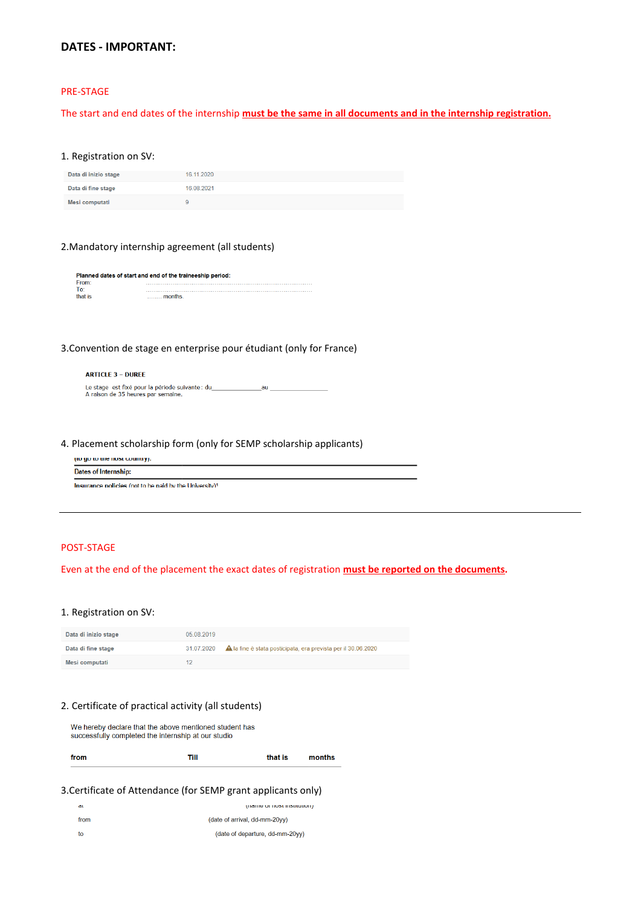# DATES - IMPORTANT:

## PRE-STAGE

The start and end dates of the internship **must be the same in all documents and in the internship registration.**

1. Registration on SV:

| | |
|---|---|
| Data di inizio stage | 16.11.2020 |
| Data di fine stage | 16.08.2021 |
| Mesi computati | 9 |

2.Mandatory internship agreement (all students)

**Planned dates of start and end of the traineeship period:**

From: ……………………………………………………………

To: ……………………………………………………………

that is ……… months.

3.Convention de stage en enterprise pour étudiant (only for France)

**ARTICLE 3 – DUREE**

Le stage est fixé pour la période suivante : du______________au ________________

A raison de 35 heures par semaine.

4. Placement scholarship form (only for SEMP scholarship applicants)

(to go to the host country).

**Dates of Internship:**

Insurance policies (not to be paid by the University)[1]

---

## POST-STAGE

Even at the end of the placement the exact dates of registration **must be reported on the documents**.

1. Registration on SV:

| | | |
|---|---|---|
| Data di inizio stage | 05.08.2019 | |
| Data di fine stage | 31.07.2020 | ⚠ la fine è stata posticipata, era prevista per il 30.06.2020 |
| Mesi computati | 12 | |

2. Certificate of practical activity (all students)

We hereby declare that the above mentioned student has successfully completed the internship at our studio

**from** **Till** **that is** **months**

3.Certificate of Attendance (for SEMP grant applicants only)

at (name of host institution)

from (date of arrival, dd-mm-20yy)

to (date of departure, dd-mm-20yy)